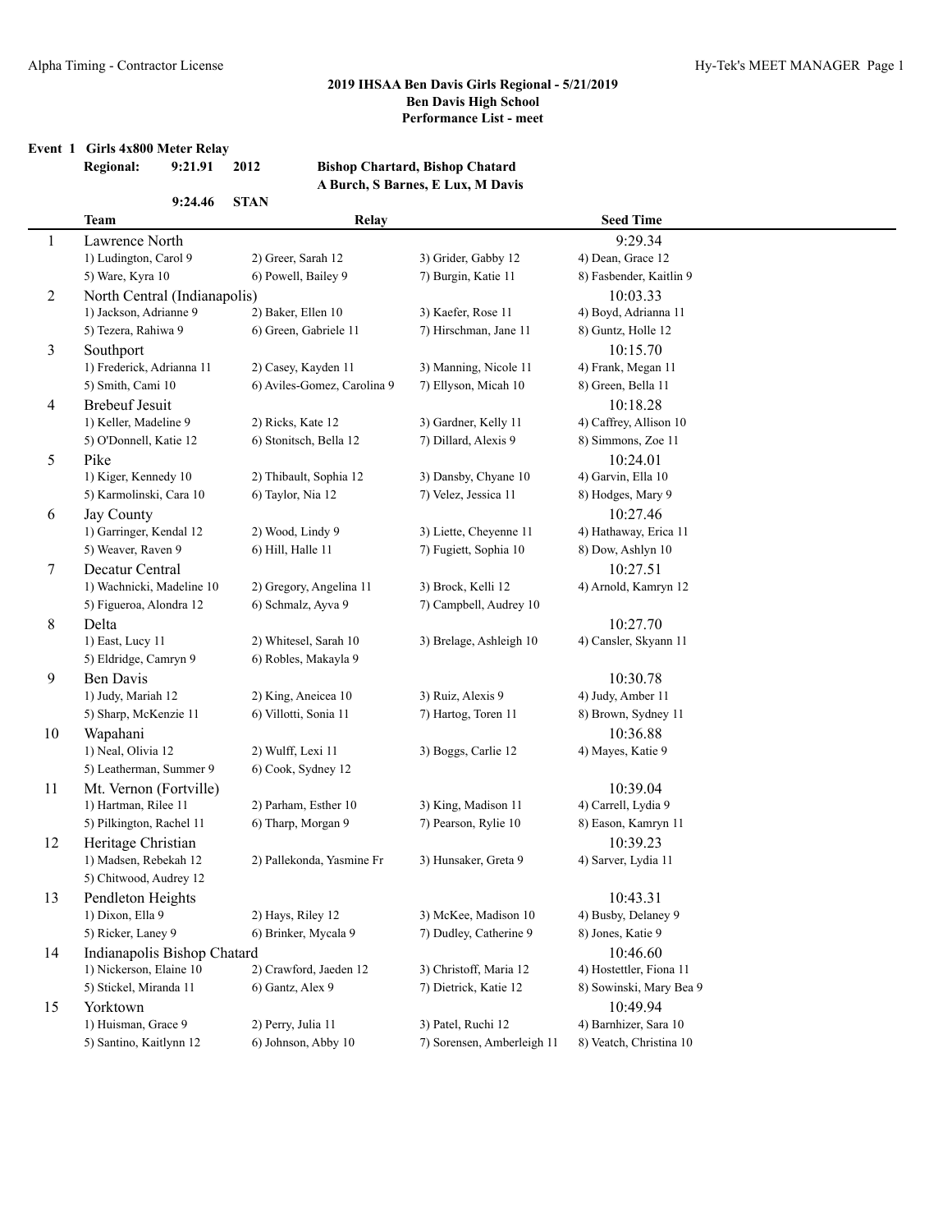## 2019 IHSAA Ben Davis Girls Regional - 5/21/2019
### Ben Davis High School
### Performance List - meet

**Event 1 Girls 4x800 Meter Relay**

**Regional: 9:21.91 2012 Bishop Chartard, Bishop Chatard**
**A Burch, S Barnes, E Lux, M Davis**

**9:24.46 STAN**

| | Team | Relay | | Seed Time |
|---|---|---|---|---|
| 1 | Lawrence North | | | 9:29.34 |
| | 1) Ludington, Carol 9 | 2) Greer, Sarah 12 | 3) Grider, Gabby 12 | 4) Dean, Grace 12 |
| | 5) Ware, Kyra 10 | 6) Powell, Bailey 9 | 7) Burgin, Katie 11 | 8) Fasbender, Kaitlin 9 |
| 2 | North Central (Indianapolis) | | | 10:03.33 |
| | 1) Jackson, Adrianne 9 | 2) Baker, Ellen 10 | 3) Kaefer, Rose 11 | 4) Boyd, Adrianna 11 |
| | 5) Tezera, Rahiwa 9 | 6) Green, Gabriele 11 | 7) Hirschman, Jane 11 | 8) Guntz, Holle 12 |
| 3 | Southport | | | 10:15.70 |
| | 1) Frederick, Adrianna 11 | 2) Casey, Kayden 11 | 3) Manning, Nicole 11 | 4) Frank, Megan 11 |
| | 5) Smith, Cami 10 | 6) Aviles-Gomez, Carolina 9 | 7) Ellyson, Micah 10 | 8) Green, Bella 11 |
| 4 | Brebeuf Jesuit | | | 10:18.28 |
| | 1) Keller, Madeline 9 | 2) Ricks, Kate 12 | 3) Gardner, Kelly 11 | 4) Caffrey, Allison 10 |
| | 5) O'Donnell, Katie 12 | 6) Stonitsch, Bella 12 | 7) Dillard, Alexis 9 | 8) Simmons, Zoe 11 |
| 5 | Pike | | | 10:24.01 |
| | 1) Kiger, Kennedy 10 | 2) Thibault, Sophia 12 | 3) Dansby, Chyane 10 | 4) Garvin, Ella 10 |
| | 5) Karmolinski, Cara 10 | 6) Taylor, Nia 12 | 7) Velez, Jessica 11 | 8) Hodges, Mary 9 |
| 6 | Jay County | | | 10:27.46 |
| | 1) Garringer, Kendal 12 | 2) Wood, Lindy 9 | 3) Liette, Cheyenne 11 | 4) Hathaway, Erica 11 |
| | 5) Weaver, Raven 9 | 6) Hill, Halle 11 | 7) Fugiett, Sophia 10 | 8) Dow, Ashlyn 10 |
| 7 | Decatur Central | | | 10:27.51 |
| | 1) Wachnicki, Madeline 10 | 2) Gregory, Angelina 11 | 3) Brock, Kelli 12 | 4) Arnold, Kamryn 12 |
| | 5) Figueroa, Alondra 12 | 6) Schmalz, Ayva 9 | 7) Campbell, Audrey 10 | |
| 8 | Delta | | | 10:27.70 |
| | 1) East, Lucy 11 | 2) Whitesel, Sarah 10 | 3) Brelage, Ashleigh 10 | 4) Cansler, Skyann 11 |
| | 5) Eldridge, Camryn 9 | 6) Robles, Makayla 9 | | |
| 9 | Ben Davis | | | 10:30.78 |
| | 1) Judy, Mariah 12 | 2) King, Aneicea 10 | 3) Ruiz, Alexis 9 | 4) Judy, Amber 11 |
| | 5) Sharp, McKenzie 11 | 6) Villotti, Sonia 11 | 7) Hartog, Toren 11 | 8) Brown, Sydney 11 |
| 10 | Wapahani | | | 10:36.88 |
| | 1) Neal, Olivia 12 | 2) Wulff, Lexi 11 | 3) Boggs, Carlie 12 | 4) Mayes, Katie 9 |
| | 5) Leatherman, Summer 9 | 6) Cook, Sydney 12 | | |
| 11 | Mt. Vernon (Fortville) | | | 10:39.04 |
| | 1) Hartman, Rilee 11 | 2) Parham, Esther 10 | 3) King, Madison 11 | 4) Carrell, Lydia 9 |
| | 5) Pilkington, Rachel 11 | 6) Tharp, Morgan 9 | 7) Pearson, Rylie 10 | 8) Eason, Kamryn 11 |
| 12 | Heritage Christian | | | 10:39.23 |
| | 1) Madsen, Rebekah 12 | 2) Pallekonda, Yasmine Fr | 3) Hunsaker, Greta 9 | 4) Sarver, Lydia 11 |
| | 5) Chitwood, Audrey 12 | | | |
| 13 | Pendleton Heights | | | 10:43.31 |
| | 1) Dixon, Ella 9 | 2) Hays, Riley 12 | 3) McKee, Madison 10 | 4) Busby, Delaney 9 |
| | 5) Ricker, Laney 9 | 6) Brinker, Mycala 9 | 7) Dudley, Catherine 9 | 8) Jones, Katie 9 |
| 14 | Indianapolis Bishop Chatard | | | 10:46.60 |
| | 1) Nickerson, Elaine 10 | 2) Crawford, Jaeden 12 | 3) Christoff, Maria 12 | 4) Hostettler, Fiona 11 |
| | 5) Stickel, Miranda 11 | 6) Gantz, Alex 9 | 7) Dietrick, Katie 12 | 8) Sowinski, Mary Bea 9 |
| 15 | Yorktown | | | 10:49.94 |
| | 1) Huisman, Grace 9 | 2) Perry, Julia 11 | 3) Patel, Ruchi 12 | 4) Barnhizer, Sara 10 |
| | 5) Santino, Kaitlynn 12 | 6) Johnson, Abby 10 | 7) Sorensen, Amberleigh 11 | 8) Veatch, Christina 10 |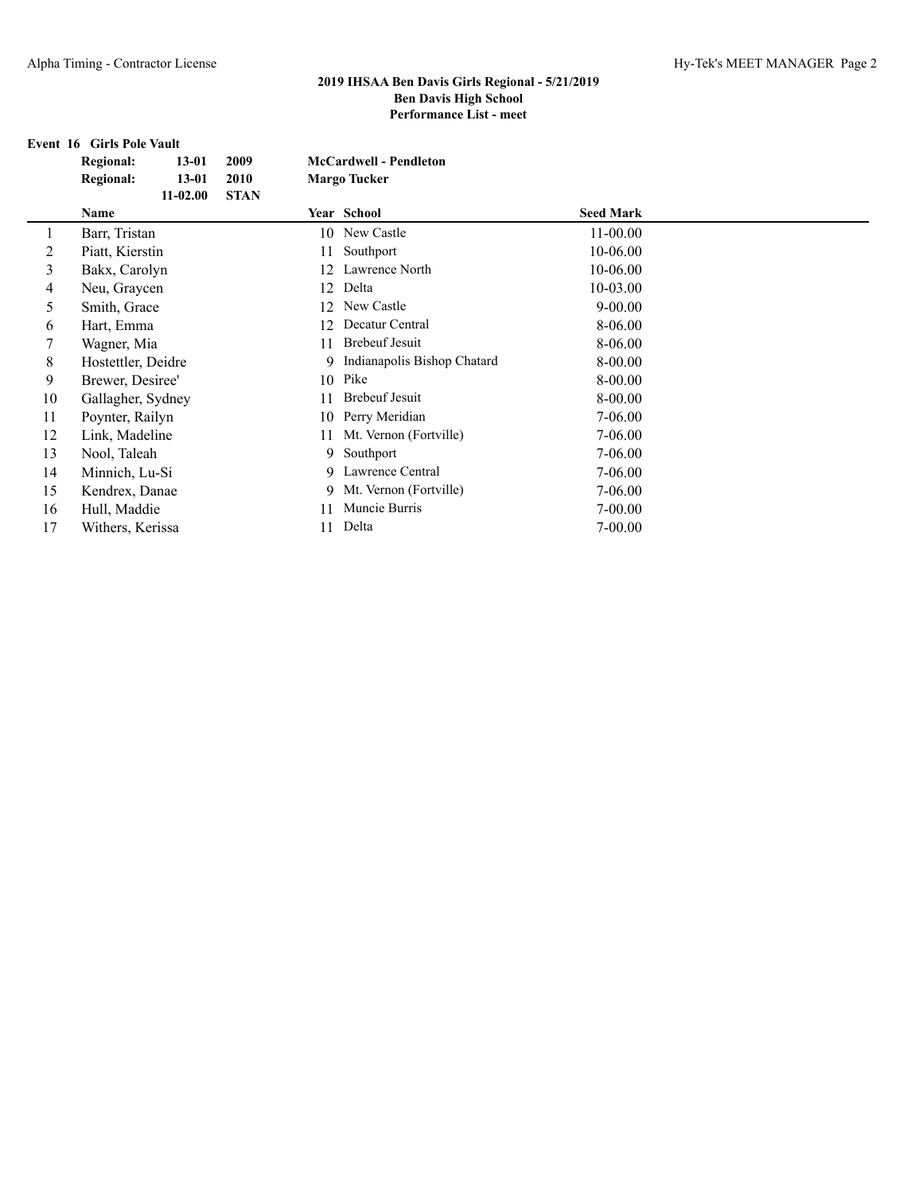**2019 IHSAA Ben Davis Girls Regional - 5/21/2019**
**Ben Davis High School**
**Performance List - meet**

**Event 16 Girls Pole Vault**

| | | | |
|---|---|---|---|
| **Regional:** | **13-01** | **2009** | **McCardwell - Pendleton** |
| **Regional:** | **13-01** | **2010** | **Margo Tucker** |
| | **11-02.00** | **STAN** | |

| | Name | Year | School | Seed Mark |
|---|---|---|---|---|
| 1 | Barr, Tristan | 10 | New Castle | 11-00.00 |
| 2 | Piatt, Kierstin | 11 | Southport | 10-06.00 |
| 3 | Bakx, Carolyn | 12 | Lawrence North | 10-06.00 |
| 4 | Neu, Graycen | 12 | Delta | 10-03.00 |
| 5 | Smith, Grace | 12 | New Castle | 9-00.00 |
| 6 | Hart, Emma | 12 | Decatur Central | 8-06.00 |
| 7 | Wagner, Mia | 11 | Brebeuf Jesuit | 8-06.00 |
| 8 | Hostettler, Deidre | 9 | Indianapolis Bishop Chatard | 8-00.00 |
| 9 | Brewer, Desiree' | 10 | Pike | 8-00.00 |
| 10 | Gallagher, Sydney | 11 | Brebeuf Jesuit | 8-00.00 |
| 11 | Poynter, Railyn | 10 | Perry Meridian | 7-06.00 |
| 12 | Link, Madeline | 11 | Mt. Vernon (Fortville) | 7-06.00 |
| 13 | Nool, Taleah | 9 | Southport | 7-06.00 |
| 14 | Minnich, Lu-Si | 9 | Lawrence Central | 7-06.00 |
| 15 | Kendrex, Danae | 9 | Mt. Vernon (Fortville) | 7-06.00 |
| 16 | Hull, Maddie | 11 | Muncie Burris | 7-00.00 |
| 17 | Withers, Kerissa | 11 | Delta | 7-00.00 |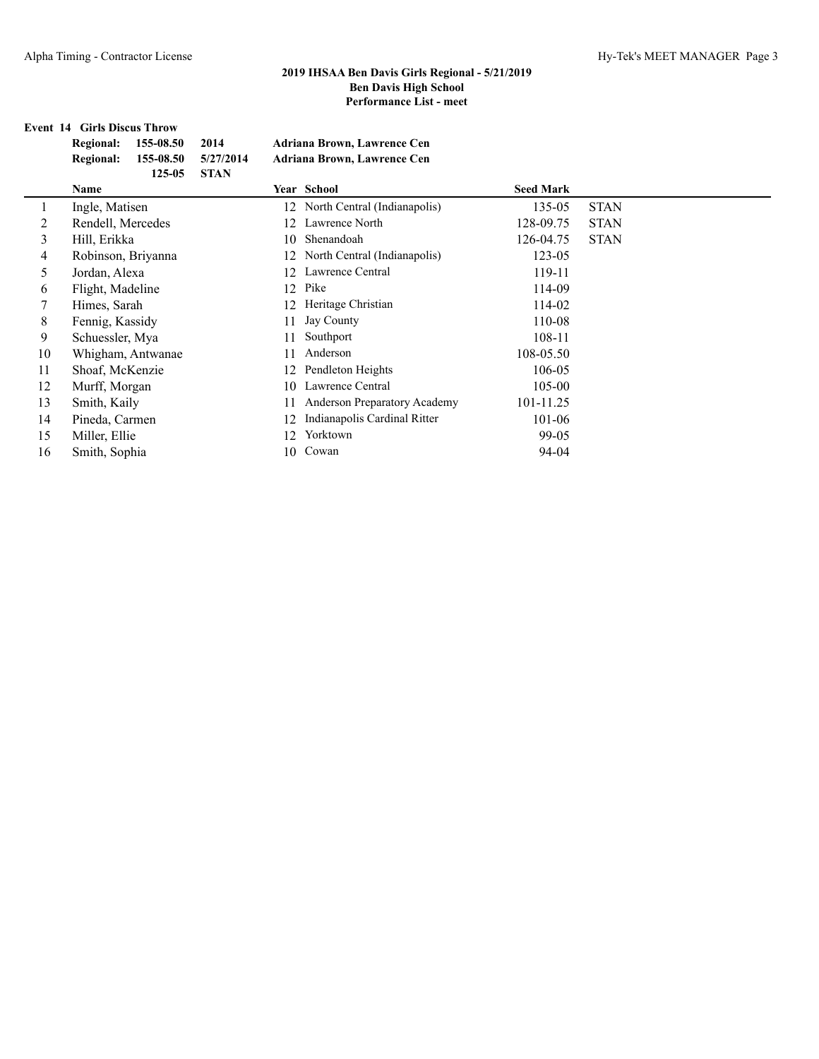## 2019 IHSAA Ben Davis Girls Regional - 5/21/2019
## Ben Davis High School
## Performance List - meet

### Event 14 Girls Discus Throw

| | | | |
|---|---|---|---|
| **Regional:** | **155-08.50** | **2014** | **Adriana Brown, Lawrence Cen** |
| **Regional:** | **155-08.50** | **5/27/2014** | **Adriana Brown, Lawrence Cen** |
| | **125-05** | **STAN** | |

| | Name | Year | School | Seed Mark | |
|---|---|---|---|---|---|
| 1 | Ingle, Matisen | 12 | North Central (Indianapolis) | 135-05 | STAN |
| 2 | Rendell, Mercedes | 12 | Lawrence North | 128-09.75 | STAN |
| 3 | Hill, Erikka | 10 | Shenandoah | 126-04.75 | STAN |
| 4 | Robinson, Briyanna | 12 | North Central (Indianapolis) | 123-05 | |
| 5 | Jordan, Alexa | 12 | Lawrence Central | 119-11 | |
| 6 | Flight, Madeline | 12 | Pike | 114-09 | |
| 7 | Himes, Sarah | 12 | Heritage Christian | 114-02 | |
| 8 | Fennig, Kassidy | 11 | Jay County | 110-08 | |
| 9 | Schuessler, Mya | 11 | Southport | 108-11 | |
| 10 | Whigham, Antwanae | 11 | Anderson | 108-05.50 | |
| 11 | Shoaf, McKenzie | 12 | Pendleton Heights | 106-05 | |
| 12 | Murff, Morgan | 10 | Lawrence Central | 105-00 | |
| 13 | Smith, Kaily | 11 | Anderson Preparatory Academy | 101-11.25 | |
| 14 | Pineda, Carmen | 12 | Indianapolis Cardinal Ritter | 101-06 | |
| 15 | Miller, Ellie | 12 | Yorktown | 99-05 | |
| 16 | Smith, Sophia | 10 | Cowan | 94-04 | |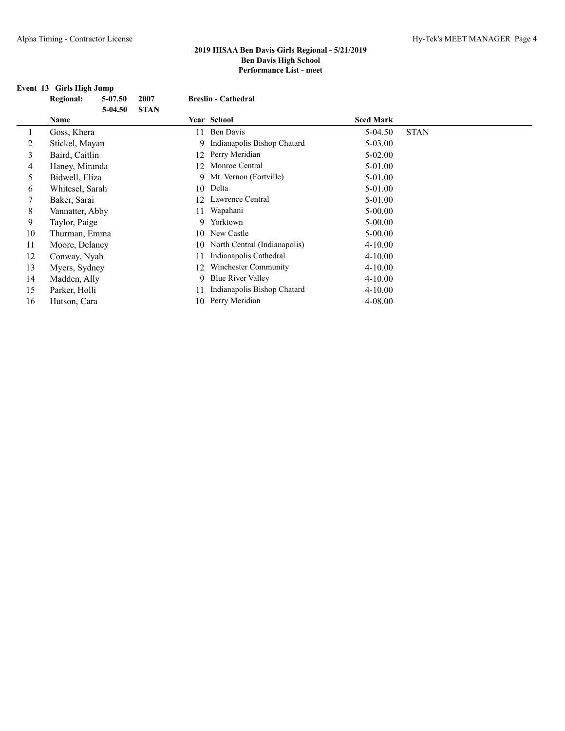## 2019 IHSAA Ben Davis Girls Regional - 5/21/2019
## Ben Davis High School
## Performance List - meet

### Event 13 Girls High Jump

| Regional: | 5-07.50 | 2007 | Breslin - Cathedral |
|---|---|---|---|
| | 5-04.50 | STAN | |

| | Name | Year | School | Seed Mark | |
|---|---|---|---|---|---|
| 1 | Goss, Khera | 11 | Ben Davis | 5-04.50 | STAN |
| 2 | Stickel, Mayan | 9 | Indianapolis Bishop Chatard | 5-03.00 | |
| 3 | Baird, Caitlin | 12 | Perry Meridian | 5-02.00 | |
| 4 | Haney, Miranda | 12 | Monroe Central | 5-01.00 | |
| 5 | Bidwell, Eliza | 9 | Mt. Vernon (Fortville) | 5-01.00 | |
| 6 | Whitesel, Sarah | 10 | Delta | 5-01.00 | |
| 7 | Baker, Sarai | 12 | Lawrence Central | 5-01.00 | |
| 8 | Vannatter, Abby | 11 | Wapahani | 5-00.00 | |
| 9 | Taylor, Paige | 9 | Yorktown | 5-00.00 | |
| 10 | Thurman, Emma | 10 | New Castle | 5-00.00 | |
| 11 | Moore, Delaney | 10 | North Central (Indianapolis) | 4-10.00 | |
| 12 | Conway, Nyah | 11 | Indianapolis Cathedral | 4-10.00 | |
| 13 | Myers, Sydney | 12 | Winchester Community | 4-10.00 | |
| 14 | Madden, Ally | 9 | Blue River Valley | 4-10.00 | |
| 15 | Parker, Holli | 11 | Indianapolis Bishop Chatard | 4-10.00 | |
| 16 | Hutson, Cara | 10 | Perry Meridian | 4-08.00 | |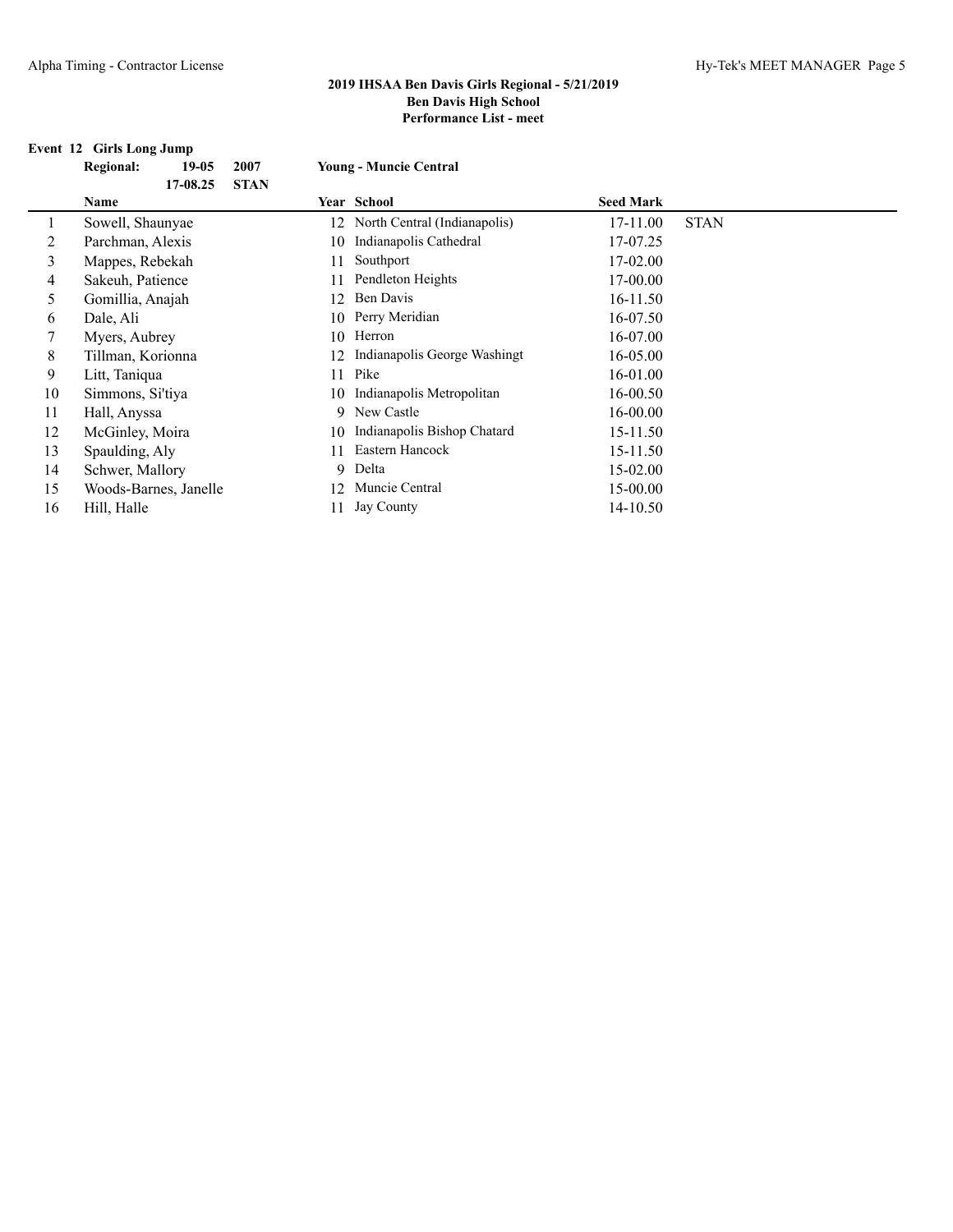### 2019 IHSAA Ben Davis Girls Regional - 5/21/2019
### Ben Davis High School
### Performance List - meet

**Event 12 Girls Long Jump**

**Regional:** 19-05 2007 **Young - Muncie Central**
17-08.25 **STAN**

| | Name | Year | School | Seed Mark | |
|---|---|---|---|---|---|
| 1 | Sowell, Shaunyae | 12 | North Central (Indianapolis) | 17-11.00 | STAN |
| 2 | Parchman, Alexis | 10 | Indianapolis Cathedral | 17-07.25 | |
| 3 | Mappes, Rebekah | 11 | Southport | 17-02.00 | |
| 4 | Sakeuh, Patience | 11 | Pendleton Heights | 17-00.00 | |
| 5 | Gomillia, Anajah | 12 | Ben Davis | 16-11.50 | |
| 6 | Dale, Ali | 10 | Perry Meridian | 16-07.50 | |
| 7 | Myers, Aubrey | 10 | Herron | 16-07.00 | |
| 8 | Tillman, Korionna | 12 | Indianapolis George Washingt | 16-05.00 | |
| 9 | Litt, Taniqua | 11 | Pike | 16-01.00 | |
| 10 | Simmons, Si'tiya | 10 | Indianapolis Metropolitan | 16-00.50 | |
| 11 | Hall, Anyssa | 9 | New Castle | 16-00.00 | |
| 12 | McGinley, Moira | 10 | Indianapolis Bishop Chatard | 15-11.50 | |
| 13 | Spaulding, Aly | 11 | Eastern Hancock | 15-11.50 | |
| 14 | Schwer, Mallory | 9 | Delta | 15-02.00 | |
| 15 | Woods-Barnes, Janelle | 12 | Muncie Central | 15-00.00 | |
| 16 | Hill, Halle | 11 | Jay County | 14-10.50 | |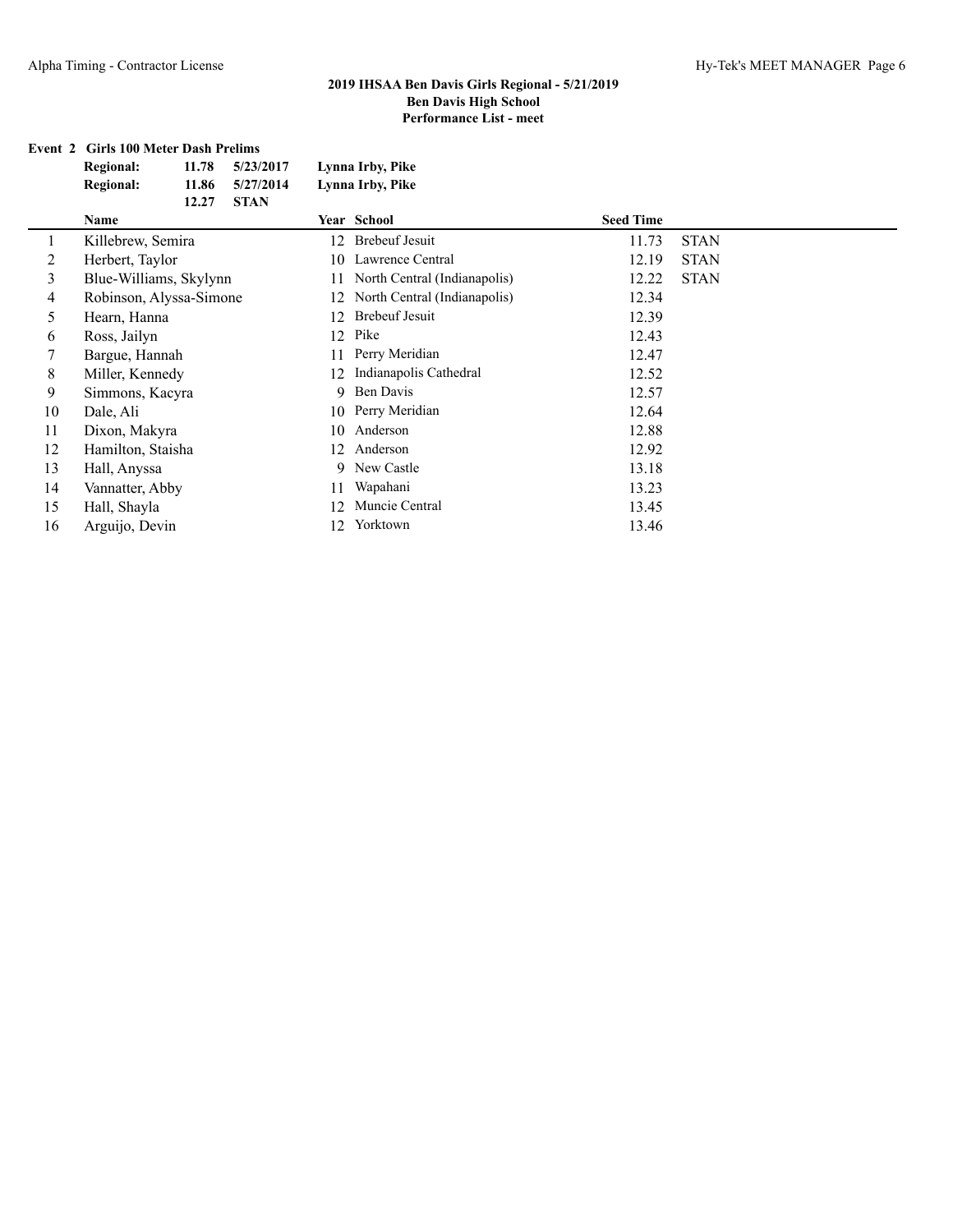**2019 IHSAA Ben Davis Girls Regional - 5/21/2019**
**Ben Davis High School**
**Performance List - meet**

**Event 2 Girls 100 Meter Dash Prelims**

| | | | |
|---|---|---|---|
| **Regional:** | **11.78** | **5/23/2017** | **Lynna Irby, Pike** |
| **Regional:** | **11.86** | **5/27/2014** | **Lynna Irby, Pike** |
| | **12.27** | **STAN** | |

| | Name | Year | School | Seed Time | |
|---|---|---|---|---|---|
| 1 | Killebrew, Semira | 12 | Brebeuf Jesuit | 11.73 | STAN |
| 2 | Herbert, Taylor | 10 | Lawrence Central | 12.19 | STAN |
| 3 | Blue-Williams, Skylynn | 11 | North Central (Indianapolis) | 12.22 | STAN |
| 4 | Robinson, Alyssa-Simone | 12 | North Central (Indianapolis) | 12.34 | |
| 5 | Hearn, Hanna | 12 | Brebeuf Jesuit | 12.39 | |
| 6 | Ross, Jailyn | 12 | Pike | 12.43 | |
| 7 | Bargue, Hannah | 11 | Perry Meridian | 12.47 | |
| 8 | Miller, Kennedy | 12 | Indianapolis Cathedral | 12.52 | |
| 9 | Simmons, Kacyra | 9 | Ben Davis | 12.57 | |
| 10 | Dale, Ali | 10 | Perry Meridian | 12.64 | |
| 11 | Dixon, Makyra | 10 | Anderson | 12.88 | |
| 12 | Hamilton, Staisha | 12 | Anderson | 12.92 | |
| 13 | Hall, Anyssa | 9 | New Castle | 13.18 | |
| 14 | Vannatter, Abby | 11 | Wapahani | 13.23 | |
| 15 | Hall, Shayla | 12 | Muncie Central | 13.45 | |
| 16 | Arguijo, Devin | 12 | Yorktown | 13.46 | |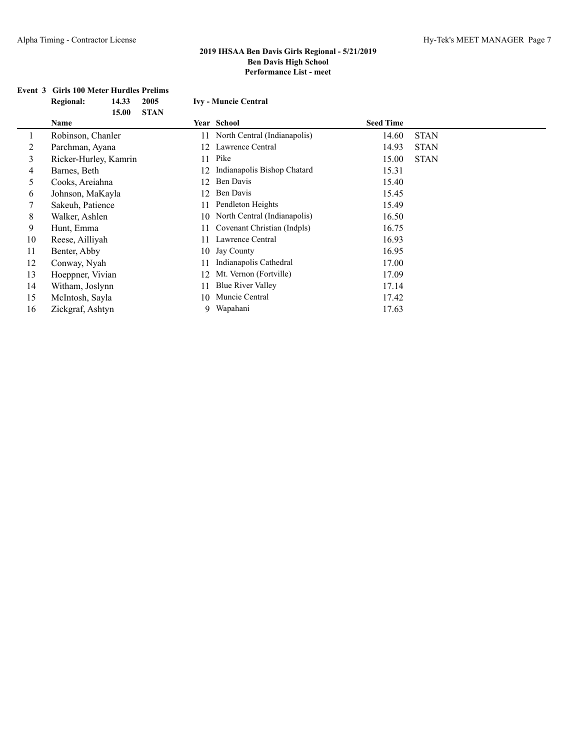## 2019 IHSAA Ben Davis Girls Regional - 5/21/2019
## Ben Davis High School
## Performance List - meet

### Event 3 Girls 100 Meter Hurdles Prelims

**Regional:** **14.33** **2005** **Ivy - Muncie Central**
**15.00** **STAN**

| | Name | Year | School | Seed Time | |
|---|---|---|---|---|---|
| 1 | Robinson, Chanler | 11 | North Central (Indianapolis) | 14.60 | STAN |
| 2 | Parchman, Ayana | 12 | Lawrence Central | 14.93 | STAN |
| 3 | Ricker-Hurley, Kamrin | 11 | Pike | 15.00 | STAN |
| 4 | Barnes, Beth | 12 | Indianapolis Bishop Chatard | 15.31 | |
| 5 | Cooks, Areiahna | 12 | Ben Davis | 15.40 | |
| 6 | Johnson, MaKayla | 12 | Ben Davis | 15.45 | |
| 7 | Sakeuh, Patience | 11 | Pendleton Heights | 15.49 | |
| 8 | Walker, Ashlen | 10 | North Central (Indianapolis) | 16.50 | |
| 9 | Hunt, Emma | 11 | Covenant Christian (Indpls) | 16.75 | |
| 10 | Reese, Ailliyah | 11 | Lawrence Central | 16.93 | |
| 11 | Benter, Abby | 10 | Jay County | 16.95 | |
| 12 | Conway, Nyah | 11 | Indianapolis Cathedral | 17.00 | |
| 13 | Hoeppner, Vivian | 12 | Mt. Vernon (Fortville) | 17.09 | |
| 14 | Witham, Joslynn | 11 | Blue River Valley | 17.14 | |
| 15 | McIntosh, Sayla | 10 | Muncie Central | 17.42 | |
| 16 | Zickgraf, Ashtyn | 9 | Wapahani | 17.63 | |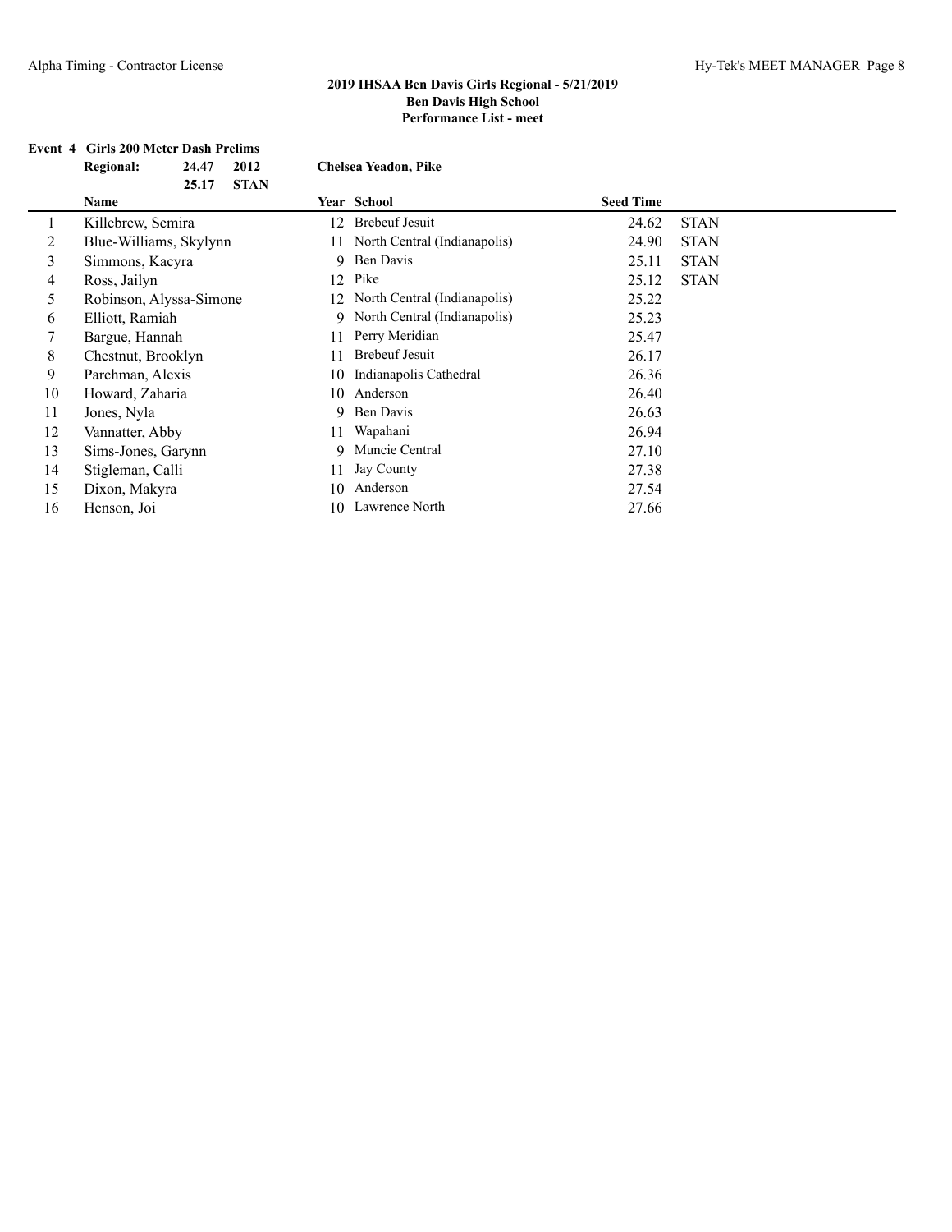## 2019 IHSAA Ben Davis Girls Regional - 5/21/2019
## Ben Davis High School
## Performance List - meet

### Event 4 Girls 200 Meter Dash Prelims

**Regional: 24.47 2012 Chelsea Yeadon, Pike**
**25.17 STAN**

| | Name | Year | School | Seed Time | |
|---|---|---|---|---|---|
| 1 | Killebrew, Semira | 12 | Brebeuf Jesuit | 24.62 | STAN |
| 2 | Blue-Williams, Skylynn | 11 | North Central (Indianapolis) | 24.90 | STAN |
| 3 | Simmons, Kacyra | 9 | Ben Davis | 25.11 | STAN |
| 4 | Ross, Jailyn | 12 | Pike | 25.12 | STAN |
| 5 | Robinson, Alyssa-Simone | 12 | North Central (Indianapolis) | 25.22 | |
| 6 | Elliott, Ramiah | 9 | North Central (Indianapolis) | 25.23 | |
| 7 | Bargue, Hannah | 11 | Perry Meridian | 25.47 | |
| 8 | Chestnut, Brooklyn | 11 | Brebeuf Jesuit | 26.17 | |
| 9 | Parchman, Alexis | 10 | Indianapolis Cathedral | 26.36 | |
| 10 | Howard, Zaharia | 10 | Anderson | 26.40 | |
| 11 | Jones, Nyla | 9 | Ben Davis | 26.63 | |
| 12 | Vannatter, Abby | 11 | Wapahani | 26.94 | |
| 13 | Sims-Jones, Garynn | 9 | Muncie Central | 27.10 | |
| 14 | Stigleman, Calli | 11 | Jay County | 27.38 | |
| 15 | Dixon, Makyra | 10 | Anderson | 27.54 | |
| 16 | Henson, Joi | 10 | Lawrence North | 27.66 | |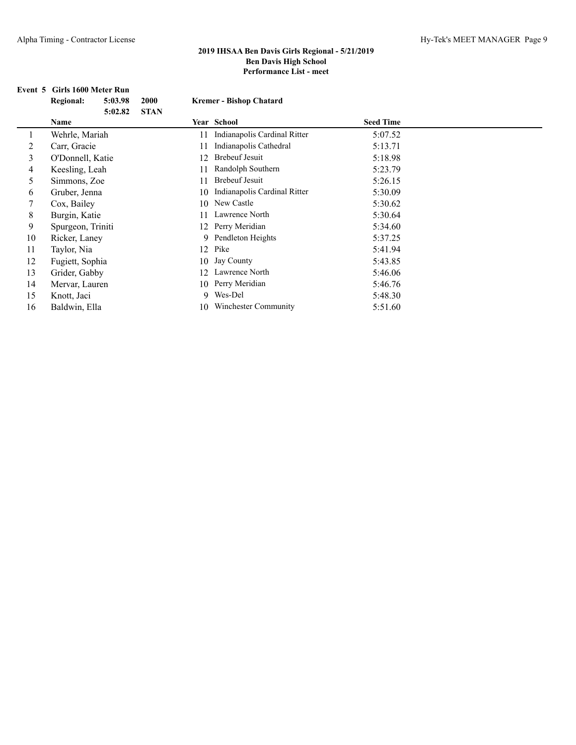## 2019 IHSAA Ben Davis Girls Regional - 5/21/2019
## Ben Davis High School
## Performance List - meet

**Event 5 Girls 1600 Meter Run**

**Regional:** 5:03.98 2000 Kremer - Bishop Chatard
5:02.82 STAN

| | Name | Year | School | Seed Time |
|---|---|---|---|---|
| 1 | Wehrle, Mariah | 11 | Indianapolis Cardinal Ritter | 5:07.52 |
| 2 | Carr, Gracie | 11 | Indianapolis Cathedral | 5:13.71 |
| 3 | O'Donnell, Katie | 12 | Brebeuf Jesuit | 5:18.98 |
| 4 | Keesling, Leah | 11 | Randolph Southern | 5:23.79 |
| 5 | Simmons, Zoe | 11 | Brebeuf Jesuit | 5:26.15 |
| 6 | Gruber, Jenna | 10 | Indianapolis Cardinal Ritter | 5:30.09 |
| 7 | Cox, Bailey | 10 | New Castle | 5:30.62 |
| 8 | Burgin, Katie | 11 | Lawrence North | 5:30.64 |
| 9 | Spurgeon, Triniti | 12 | Perry Meridian | 5:34.60 |
| 10 | Ricker, Laney | 9 | Pendleton Heights | 5:37.25 |
| 11 | Taylor, Nia | 12 | Pike | 5:41.94 |
| 12 | Fugiett, Sophia | 10 | Jay County | 5:43.85 |
| 13 | Grider, Gabby | 12 | Lawrence North | 5:46.06 |
| 14 | Mervar, Lauren | 10 | Perry Meridian | 5:46.76 |
| 15 | Knott, Jaci | 9 | Wes-Del | 5:48.30 |
| 16 | Baldwin, Ella | 10 | Winchester Community | 5:51.60 |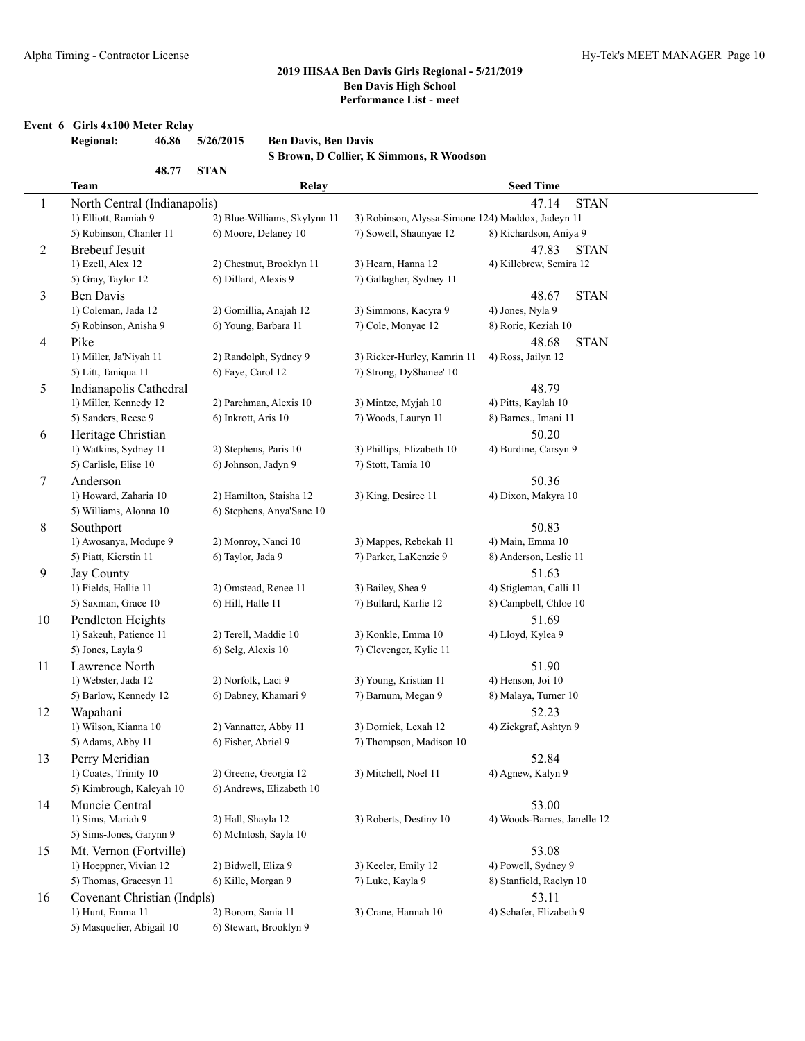## 2019 IHSAA Ben Davis Girls Regional - 5/21/2019
## Ben Davis High School
## Performance List - meet

### Event 6 Girls 4x100 Meter Relay

**Regional:** 46.86 5/26/2015 **Ben Davis, Ben Davis**
**S Brown, D Collier, K Simmons, R Woodson**
**48.77 STAN**

| | Team | Relay | | Seed Time |
|---|---|---|---|---|
| 1 | North Central (Indianapolis) | | | 47.14 STAN |
| | 1) Elliott, Ramiah 9 | 2) Blue-Williams, Skylynn 11 | 3) Robinson, Alyssa-Simone 12 | 4) Maddox, Jadeyn 11 |
| | 5) Robinson, Chanler 11 | 6) Moore, Delaney 10 | 7) Sowell, Shaunyae 12 | 8) Richardson, Aniya 9 |
| 2 | Brebeuf Jesuit | | | 47.83 STAN |
| | 1) Ezell, Alex 12 | 2) Chestnut, Brooklyn 11 | 3) Hearn, Hanna 12 | 4) Killebrew, Semira 12 |
| | 5) Gray, Taylor 12 | 6) Dillard, Alexis 9 | 7) Gallagher, Sydney 11 | |
| 3 | Ben Davis | | | 48.67 STAN |
| | 1) Coleman, Jada 12 | 2) Gomillia, Anajah 12 | 3) Simmons, Kacyra 9 | 4) Jones, Nyla 9 |
| | 5) Robinson, Anisha 9 | 6) Young, Barbara 11 | 7) Cole, Monyae 12 | 8) Rorie, Keziah 10 |
| 4 | Pike | | | 48.68 STAN |
| | 1) Miller, Ja'Niyah 11 | 2) Randolph, Sydney 9 | 3) Ricker-Hurley, Kamrin 11 | 4) Ross, Jailyn 12 |
| | 5) Litt, Taniqua 11 | 6) Faye, Carol 12 | 7) Strong, DyShanee' 10 | |
| 5 | Indianapolis Cathedral | | | 48.79 |
| | 1) Miller, Kennedy 12 | 2) Parchman, Alexis 10 | 3) Mintze, Myjah 10 | 4) Pitts, Kaylah 10 |
| | 5) Sanders, Reese 9 | 6) Inkrott, Aris 10 | 7) Woods, Lauryn 11 | 8) Barnes., Imani 11 |
| 6 | Heritage Christian | | | 50.20 |
| | 1) Watkins, Sydney 11 | 2) Stephens, Paris 10 | 3) Phillips, Elizabeth 10 | 4) Burdine, Carsyn 9 |
| | 5) Carlisle, Elise 10 | 6) Johnson, Jadyn 9 | 7) Stott, Tamia 10 | |
| 7 | Anderson | | | 50.36 |
| | 1) Howard, Zaharia 10 | 2) Hamilton, Staisha 12 | 3) King, Desiree 11 | 4) Dixon, Makyra 10 |
| | 5) Williams, Alonna 10 | 6) Stephens, Anya'Sane 10 | | |
| 8 | Southport | | | 50.83 |
| | 1) Awosanya, Modupe 9 | 2) Monroy, Nanci 10 | 3) Mappes, Rebekah 11 | 4) Main, Emma 10 |
| | 5) Piatt, Kierstin 11 | 6) Taylor, Jada 9 | 7) Parker, LaKenzie 9 | 8) Anderson, Leslie 11 |
| 9 | Jay County | | | 51.63 |
| | 1) Fields, Hallie 11 | 2) Omstead, Renee 11 | 3) Bailey, Shea 9 | 4) Stigleman, Calli 11 |
| | 5) Saxman, Grace 10 | 6) Hill, Halle 11 | 7) Bullard, Karlie 12 | 8) Campbell, Chloe 10 |
| 10 | Pendleton Heights | | | 51.69 |
| | 1) Sakeuh, Patience 11 | 2) Terell, Maddie 10 | 3) Konkle, Emma 10 | 4) Lloyd, Kylea 9 |
| | 5) Jones, Layla 9 | 6) Selg, Alexis 10 | 7) Clevenger, Kylie 11 | |
| 11 | Lawrence North | | | 51.90 |
| | 1) Webster, Jada 12 | 2) Norfolk, Laci 9 | 3) Young, Kristian 11 | 4) Henson, Joi 10 |
| | 5) Barlow, Kennedy 12 | 6) Dabney, Khamari 9 | 7) Barnum, Megan 9 | 8) Malaya, Turner 10 |
| 12 | Wapahani | | | 52.23 |
| | 1) Wilson, Kianna 10 | 2) Vannatter, Abby 11 | 3) Dornick, Lexah 12 | 4) Zickgraf, Ashtyn 9 |
| | 5) Adams, Abby 11 | 6) Fisher, Abriel 9 | 7) Thompson, Madison 10 | |
| 13 | Perry Meridian | | | 52.84 |
| | 1) Coates, Trinity 10 | 2) Greene, Georgia 12 | 3) Mitchell, Noel 11 | 4) Agnew, Kalyn 9 |
| | 5) Kimbrough, Kaleyah 10 | 6) Andrews, Elizabeth 10 | | |
| 14 | Muncie Central | | | 53.00 |
| | 1) Sims, Mariah 9 | 2) Hall, Shayla 12 | 3) Roberts, Destiny 10 | 4) Woods-Barnes, Janelle 12 |
| | 5) Sims-Jones, Garynn 9 | 6) McIntosh, Sayla 10 | | |
| 15 | Mt. Vernon (Fortville) | | | 53.08 |
| | 1) Hoeppner, Vivian 12 | 2) Bidwell, Eliza 9 | 3) Keeler, Emily 12 | 4) Powell, Sydney 9 |
| | 5) Thomas, Gracesyn 11 | 6) Kille, Morgan 9 | 7) Luke, Kayla 9 | 8) Stanfield, Raelyn 10 |
| 16 | Covenant Christian (Indpls) | | | 53.11 |
| | 1) Hunt, Emma 11 | 2) Borom, Sania 11 | 3) Crane, Hannah 10 | 4) Schafer, Elizabeth 9 |
| | 5) Masquelier, Abigail 10 | 6) Stewart, Brooklyn 9 | | |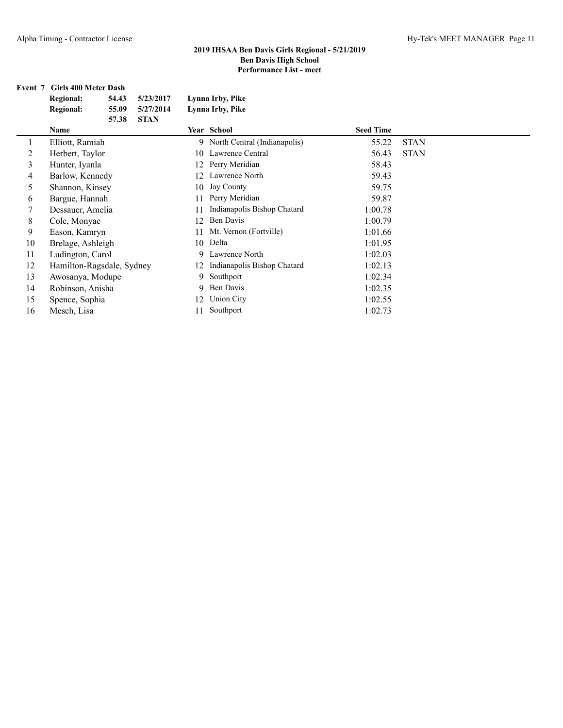**2019 IHSAA Ben Davis Girls Regional - 5/21/2019**
**Ben Davis High School**
**Performance List - meet**

**Event 7 Girls 400 Meter Dash**

| | | | |
|---|---|---|---|
| **Regional:** | **54.43** | **5/23/2017** | **Lynna Irby, Pike** |
| **Regional:** | **55.09** | **5/27/2014** | **Lynna Irby, Pike** |
| | **57.38** | **STAN** | |

| | Name | Year | School | Seed Time | |
|---|---|---|---|---|---|
| 1 | Elliott, Ramiah | 9 | North Central (Indianapolis) | 55.22 | STAN |
| 2 | Herbert, Taylor | 10 | Lawrence Central | 56.43 | STAN |
| 3 | Hunter, Iyanla | 12 | Perry Meridian | 58.43 | |
| 4 | Barlow, Kennedy | 12 | Lawrence North | 59.43 | |
| 5 | Shannon, Kinsey | 10 | Jay County | 59.75 | |
| 6 | Bargue, Hannah | 11 | Perry Meridian | 59.87 | |
| 7 | Dessauer, Amelia | 11 | Indianapolis Bishop Chatard | 1:00.78 | |
| 8 | Cole, Monyae | 12 | Ben Davis | 1:00.79 | |
| 9 | Eason, Kamryn | 11 | Mt. Vernon (Fortville) | 1:01.66 | |
| 10 | Brelage, Ashleigh | 10 | Delta | 1:01.95 | |
| 11 | Ludington, Carol | 9 | Lawrence North | 1:02.03 | |
| 12 | Hamilton-Ragsdale, Sydney | 12 | Indianapolis Bishop Chatard | 1:02.13 | |
| 13 | Awosanya, Modupe | 9 | Southport | 1:02.34 | |
| 14 | Robinson, Anisha | 9 | Ben Davis | 1:02.35 | |
| 15 | Spence, Sophia | 12 | Union City | 1:02.55 | |
| 16 | Mesch, Lisa | 11 | Southport | 1:02.73 | |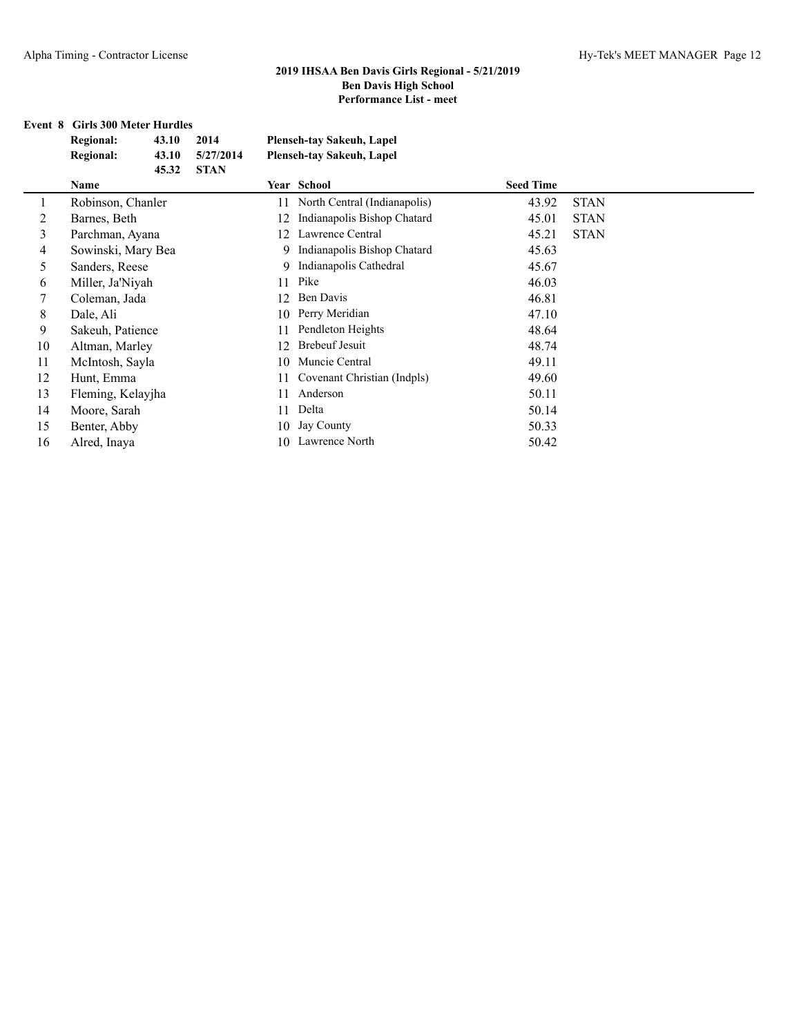**2019 IHSAA Ben Davis Girls Regional - 5/21/2019**
**Ben Davis High School**
**Performance List - meet**

**Event 8 Girls 300 Meter Hurdles**

| | | | |
|---|---|---|---|
| **Regional:** | **43.10** | **2014** | **Plenseh-tay Sakeuh, Lapel** |
| **Regional:** | **43.10** | **5/27/2014** | **Plenseh-tay Sakeuh, Lapel** |
| | **45.32** | **STAN** | |

| | Name | Year | School | Seed Time | |
|---|---|---|---|---|---|
| 1 | Robinson, Chanler | 11 | North Central (Indianapolis) | 43.92 | STAN |
| 2 | Barnes, Beth | 12 | Indianapolis Bishop Chatard | 45.01 | STAN |
| 3 | Parchman, Ayana | 12 | Lawrence Central | 45.21 | STAN |
| 4 | Sowinski, Mary Bea | 9 | Indianapolis Bishop Chatard | 45.63 | |
| 5 | Sanders, Reese | 9 | Indianapolis Cathedral | 45.67 | |
| 6 | Miller, Ja'Niyah | 11 | Pike | 46.03 | |
| 7 | Coleman, Jada | 12 | Ben Davis | 46.81 | |
| 8 | Dale, Ali | 10 | Perry Meridian | 47.10 | |
| 9 | Sakeuh, Patience | 11 | Pendleton Heights | 48.64 | |
| 10 | Altman, Marley | 12 | Brebeuf Jesuit | 48.74 | |
| 11 | McIntosh, Sayla | 10 | Muncie Central | 49.11 | |
| 12 | Hunt, Emma | 11 | Covenant Christian (Indpls) | 49.60 | |
| 13 | Fleming, Kelayjha | 11 | Anderson | 50.11 | |
| 14 | Moore, Sarah | 11 | Delta | 50.14 | |
| 15 | Benter, Abby | 10 | Jay County | 50.33 | |
| 16 | Alred, Inaya | 10 | Lawrence North | 50.42 | |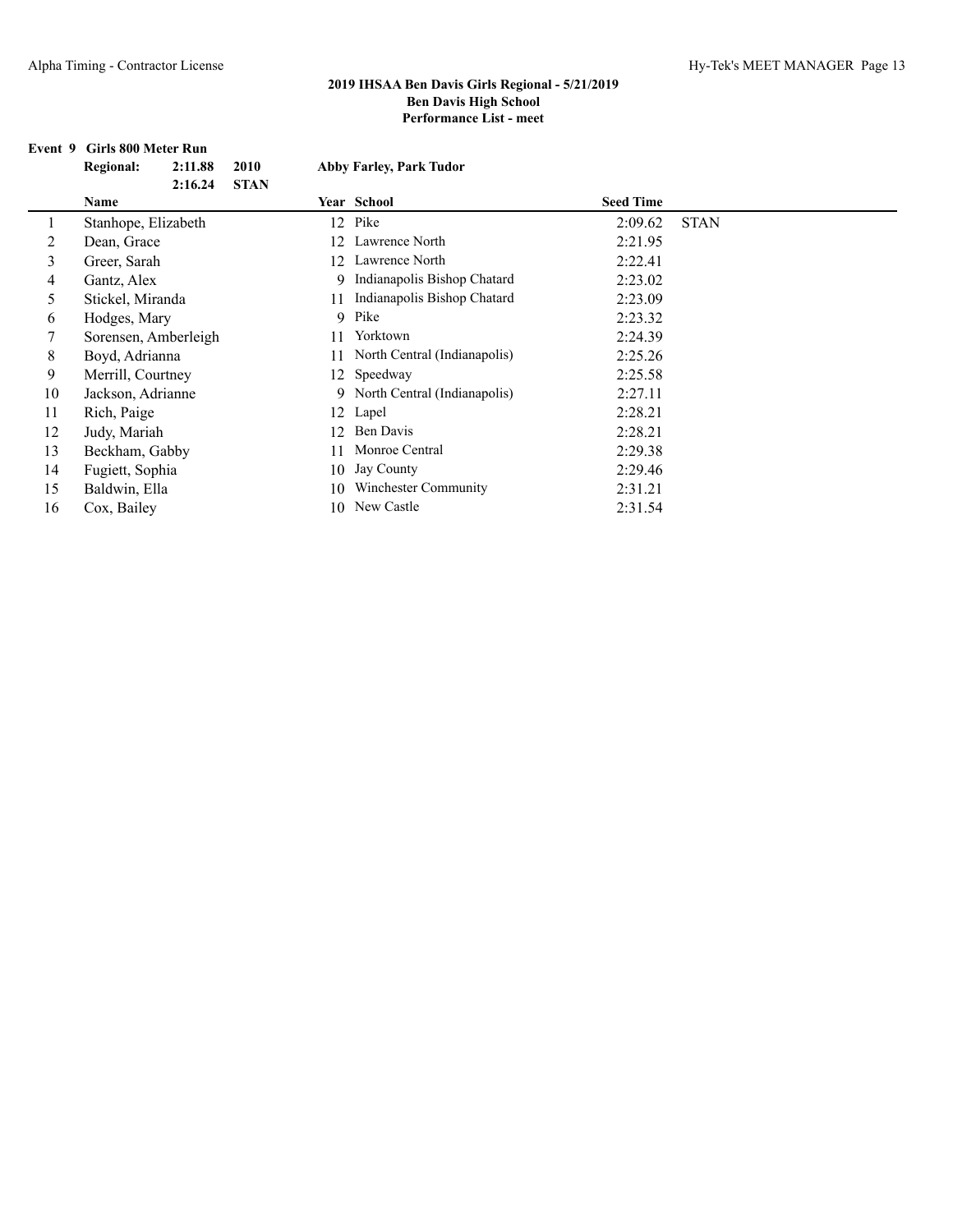## 2019 IHSAA Ben Davis Girls Regional - 5/21/2019
### Ben Davis High School
### Performance List - meet

**Event 9 Girls 800 Meter Run**

| | | | |
|---|---|---|---|
| **Regional:** | **2:11.88** | **2010** | **Abby Farley, Park Tudor** |
| | **2:16.24** | **STAN** | |

| | Name | Year | School | Seed Time | |
|---|---|---|---|---|---|
| 1 | Stanhope, Elizabeth | 12 | Pike | 2:09.62 | STAN |
| 2 | Dean, Grace | 12 | Lawrence North | 2:21.95 | |
| 3 | Greer, Sarah | 12 | Lawrence North | 2:22.41 | |
| 4 | Gantz, Alex | 9 | Indianapolis Bishop Chatard | 2:23.02 | |
| 5 | Stickel, Miranda | 11 | Indianapolis Bishop Chatard | 2:23.09 | |
| 6 | Hodges, Mary | 9 | Pike | 2:23.32 | |
| 7 | Sorensen, Amberleigh | 11 | Yorktown | 2:24.39 | |
| 8 | Boyd, Adrianna | 11 | North Central (Indianapolis) | 2:25.26 | |
| 9 | Merrill, Courtney | 12 | Speedway | 2:25.58 | |
| 10 | Jackson, Adrianne | 9 | North Central (Indianapolis) | 2:27.11 | |
| 11 | Rich, Paige | 12 | Lapel | 2:28.21 | |
| 12 | Judy, Mariah | 12 | Ben Davis | 2:28.21 | |
| 13 | Beckham, Gabby | 11 | Monroe Central | 2:29.38 | |
| 14 | Fugiett, Sophia | 10 | Jay County | 2:29.46 | |
| 15 | Baldwin, Ella | 10 | Winchester Community | 2:31.21 | |
| 16 | Cox, Bailey | 10 | New Castle | 2:31.54 | |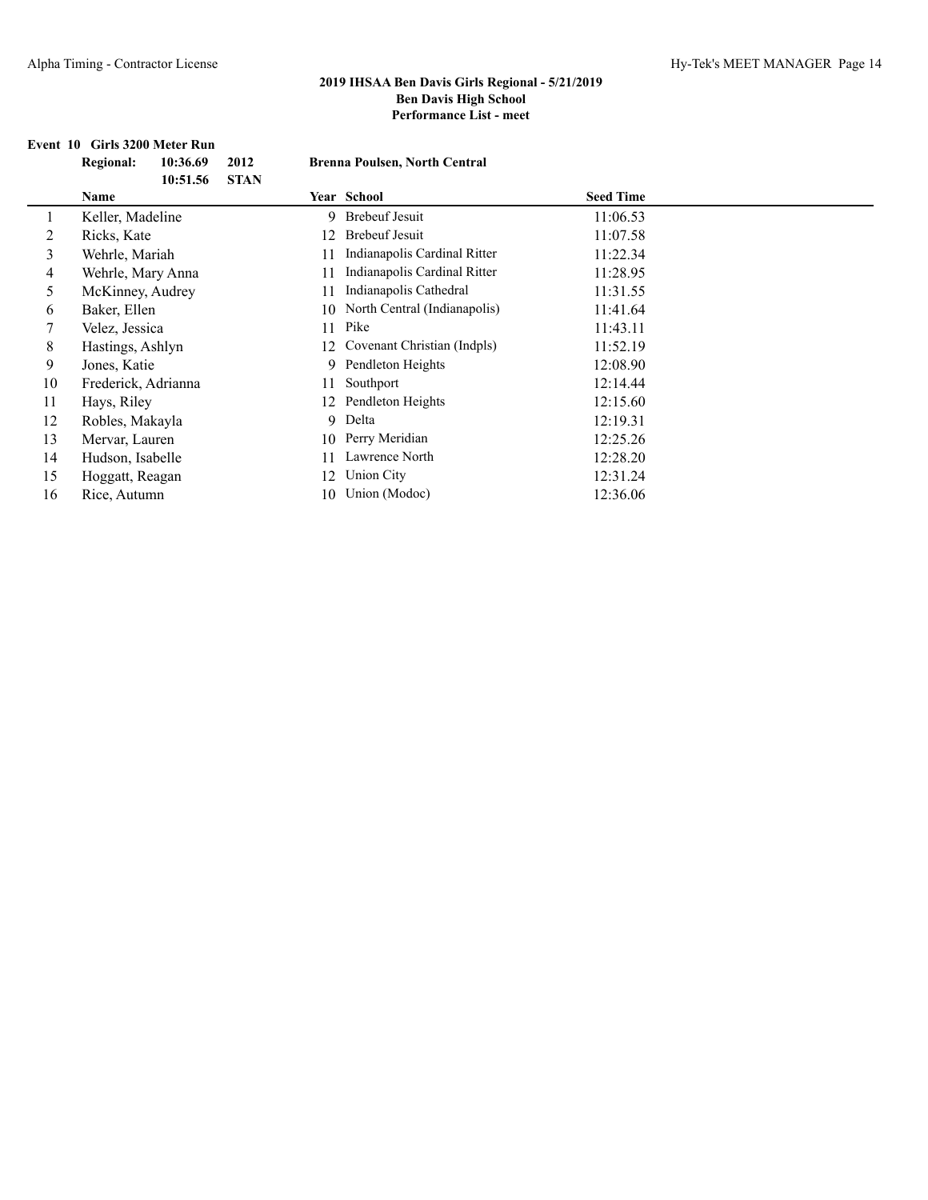## 2019 IHSAA Ben Davis Girls Regional - 5/21/2019

### Ben Davis High School

### Performance List - meet

**Event 10 Girls 3200 Meter Run**

**Regional: 10:36.69 2012 Brenna Poulsen, North Central**

**10:51.56 STAN**

| | Name | Year | School | Seed Time |
|---|---|---|---|---|
| 1 | Keller, Madeline | 9 | Brebeuf Jesuit | 11:06.53 |
| 2 | Ricks, Kate | 12 | Brebeuf Jesuit | 11:07.58 |
| 3 | Wehrle, Mariah | 11 | Indianapolis Cardinal Ritter | 11:22.34 |
| 4 | Wehrle, Mary Anna | 11 | Indianapolis Cardinal Ritter | 11:28.95 |
| 5 | McKinney, Audrey | 11 | Indianapolis Cathedral | 11:31.55 |
| 6 | Baker, Ellen | 10 | North Central (Indianapolis) | 11:41.64 |
| 7 | Velez, Jessica | 11 | Pike | 11:43.11 |
| 8 | Hastings, Ashlyn | 12 | Covenant Christian (Indpls) | 11:52.19 |
| 9 | Jones, Katie | 9 | Pendleton Heights | 12:08.90 |
| 10 | Frederick, Adrianna | 11 | Southport | 12:14.44 |
| 11 | Hays, Riley | 12 | Pendleton Heights | 12:15.60 |
| 12 | Robles, Makayla | 9 | Delta | 12:19.31 |
| 13 | Mervar, Lauren | 10 | Perry Meridian | 12:25.26 |
| 14 | Hudson, Isabelle | 11 | Lawrence North | 12:28.20 |
| 15 | Hoggatt, Reagan | 12 | Union City | 12:31.24 |
| 16 | Rice, Autumn | 10 | Union (Modoc) | 12:36.06 |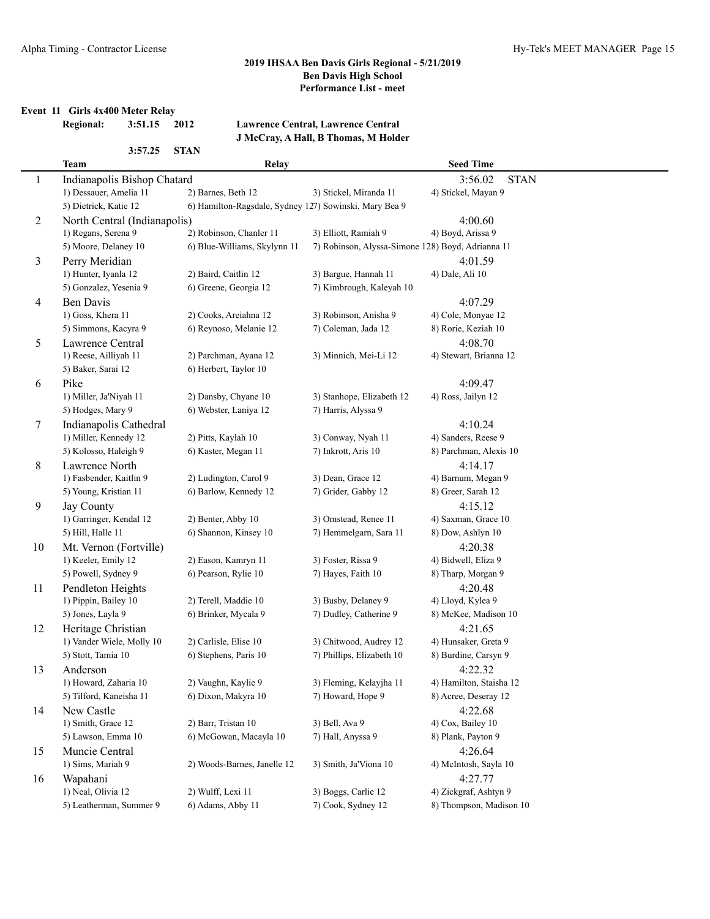## 2019 IHSAA Ben Davis Girls Regional - 5/21/2019
### Ben Davis High School
### Performance List - meet

**Event 11 Girls 4x400 Meter Relay**

**Regional:** **3:51.15** **2012** **Lawrence Central, Lawrence Central**
**J McCray, A Hall, B Thomas, M Holder**

**3:57.25** **STAN**

| | Team | Relay | | Seed Time |
|---|---|---|---|---|
| 1 | Indianapolis Bishop Chatard | | | 3:56.02 STAN |
| | 1) Dessauer, Amelia 11 | 2) Barnes, Beth 12 | 3) Stickel, Miranda 11 | 4) Stickel, Mayan 9 |
| | 5) Dietrick, Katie 12 | 6) Hamilton-Ragsdale, Sydney 12 | 7) Sowinski, Mary Bea 9 | |
| 2 | North Central (Indianapolis) | | | 4:00.60 |
| | 1) Regans, Serena 9 | 2) Robinson, Chanler 11 | 3) Elliott, Ramiah 9 | 4) Boyd, Arissa 9 |
| | 5) Moore, Delaney 10 | 6) Blue-Williams, Skylynn 11 | 7) Robinson, Alyssa-Simone 12 | 8) Boyd, Adrianna 11 |
| 3 | Perry Meridian | | | 4:01.59 |
| | 1) Hunter, Iyanla 12 | 2) Baird, Caitlin 12 | 3) Bargue, Hannah 11 | 4) Dale, Ali 10 |
| | 5) Gonzalez, Yesenia 9 | 6) Greene, Georgia 12 | 7) Kimbrough, Kaleyah 10 | |
| 4 | Ben Davis | | | 4:07.29 |
| | 1) Goss, Khera 11 | 2) Cooks, Areiahna 12 | 3) Robinson, Anisha 9 | 4) Cole, Monyae 12 |
| | 5) Simmons, Kacyra 9 | 6) Reynoso, Melanie 12 | 7) Coleman, Jada 12 | 8) Rorie, Keziah 10 |
| 5 | Lawrence Central | | | 4:08.70 |
| | 1) Reese, Ailliyah 11 | 2) Parchman, Ayana 12 | 3) Minnich, Mei-Li 12 | 4) Stewart, Brianna 12 |
| | 5) Baker, Sarai 12 | 6) Herbert, Taylor 10 | | |
| 6 | Pike | | | 4:09.47 |
| | 1) Miller, Ja'Niyah 11 | 2) Dansby, Chyane 10 | 3) Stanhope, Elizabeth 12 | 4) Ross, Jailyn 12 |
| | 5) Hodges, Mary 9 | 6) Webster, Laniya 12 | 7) Harris, Alyssa 9 | |
| 7 | Indianapolis Cathedral | | | 4:10.24 |
| | 1) Miller, Kennedy 12 | 2) Pitts, Kaylah 10 | 3) Conway, Nyah 11 | 4) Sanders, Reese 9 |
| | 5) Kolosso, Haleigh 9 | 6) Kaster, Megan 11 | 7) Inkrott, Aris 10 | 8) Parchman, Alexis 10 |
| 8 | Lawrence North | | | 4:14.17 |
| | 1) Fasbender, Kaitlin 9 | 2) Ludington, Carol 9 | 3) Dean, Grace 12 | 4) Barnum, Megan 9 |
| | 5) Young, Kristian 11 | 6) Barlow, Kennedy 12 | 7) Grider, Gabby 12 | 8) Greer, Sarah 12 |
| 9 | Jay County | | | 4:15.12 |
| | 1) Garringer, Kendal 12 | 2) Benter, Abby 10 | 3) Omstead, Renee 11 | 4) Saxman, Grace 10 |
| | 5) Hill, Halle 11 | 6) Shannon, Kinsey 10 | 7) Hemmelgarn, Sara 11 | 8) Dow, Ashlyn 10 |
| 10 | Mt. Vernon (Fortville) | | | 4:20.38 |
| | 1) Keeler, Emily 12 | 2) Eason, Kamryn 11 | 3) Foster, Rissa 9 | 4) Bidwell, Eliza 9 |
| | 5) Powell, Sydney 9 | 6) Pearson, Rylie 10 | 7) Hayes, Faith 10 | 8) Tharp, Morgan 9 |
| 11 | Pendleton Heights | | | 4:20.48 |
| | 1) Pippin, Bailey 10 | 2) Terell, Maddie 10 | 3) Busby, Delaney 9 | 4) Lloyd, Kylea 9 |
| | 5) Jones, Layla 9 | 6) Brinker, Mycala 9 | 7) Dudley, Catherine 9 | 8) McKee, Madison 10 |
| 12 | Heritage Christian | | | 4:21.65 |
| | 1) Vander Wiele, Molly 10 | 2) Carlisle, Elise 10 | 3) Chitwood, Audrey 12 | 4) Hunsaker, Greta 9 |
| | 5) Stott, Tamia 10 | 6) Stephens, Paris 10 | 7) Phillips, Elizabeth 10 | 8) Burdine, Carsyn 9 |
| 13 | Anderson | | | 4:22.32 |
| | 1) Howard, Zaharia 10 | 2) Vaughn, Kaylie 9 | 3) Fleming, Kelayjha 11 | 4) Hamilton, Staisha 12 |
| | 5) Tilford, Kaneisha 11 | 6) Dixon, Makyra 10 | 7) Howard, Hope 9 | 8) Acree, Deseray 12 |
| 14 | New Castle | | | 4:22.68 |
| | 1) Smith, Grace 12 | 2) Barr, Tristan 10 | 3) Bell, Ava 9 | 4) Cox, Bailey 10 |
| | 5) Lawson, Emma 10 | 6) McGowan, Macayla 10 | 7) Hall, Anyssa 9 | 8) Plank, Payton 9 |
| 15 | Muncie Central | | | 4:26.64 |
| | 1) Sims, Mariah 9 | 2) Woods-Barnes, Janelle 12 | 3) Smith, Ja'Viona 10 | 4) McIntosh, Sayla 10 |
| 16 | Wapahani | | | 4:27.77 |
| | 1) Neal, Olivia 12 | 2) Wulff, Lexi 11 | 3) Boggs, Carlie 12 | 4) Zickgraf, Ashtyn 9 |
| | 5) Leatherman, Summer 9 | 6) Adams, Abby 11 | 7) Cook, Sydney 12 | 8) Thompson, Madison 10 |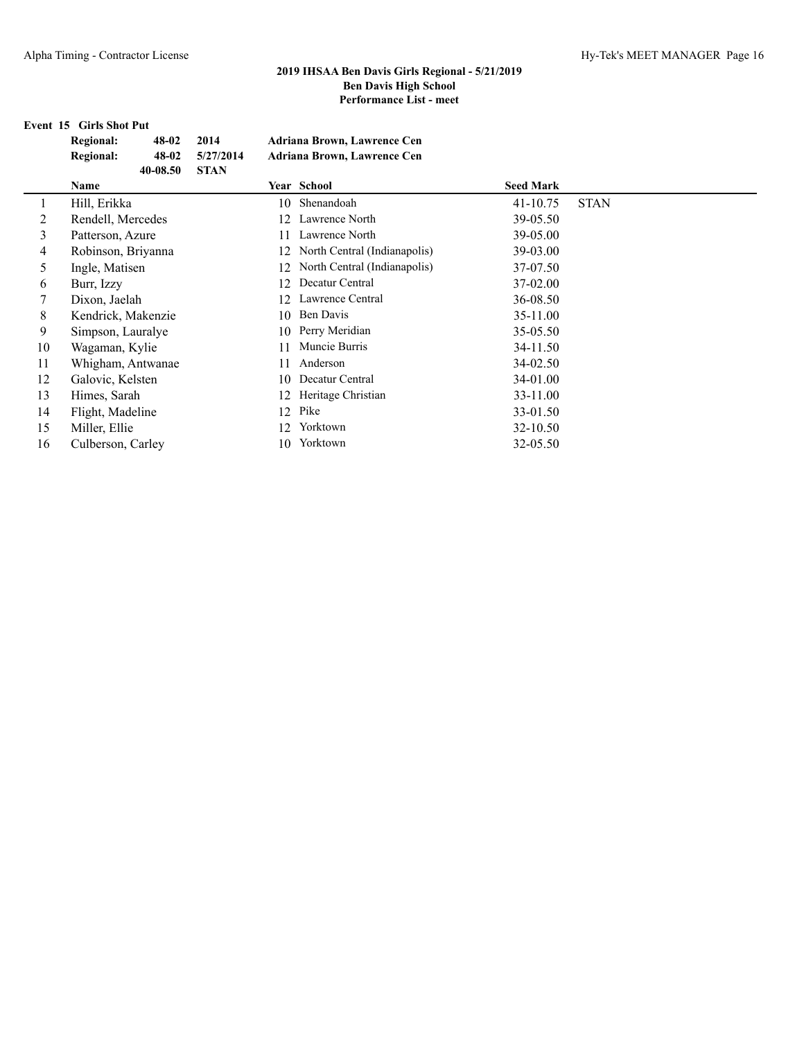**2019 IHSAA Ben Davis Girls Regional - 5/21/2019**
**Ben Davis High School**
**Performance List - meet**

**Event 15 Girls Shot Put**

| | | | |
|---|---|---|---|
| **Regional:** | **48-02** | **2014** | **Adriana Brown, Lawrence Cen** |
| **Regional:** | **48-02** | **5/27/2014** | **Adriana Brown, Lawrence Cen** |
| | **40-08.50** | **STAN** | |

| | Name | Year | School | Seed Mark | |
|---|---|---|---|---|---|
| 1 | Hill, Erikka | 10 | Shenandoah | 41-10.75 | STAN |
| 2 | Rendell, Mercedes | 12 | Lawrence North | 39-05.50 | |
| 3 | Patterson, Azure | 11 | Lawrence North | 39-05.00 | |
| 4 | Robinson, Briyanna | 12 | North Central (Indianapolis) | 39-03.00 | |
| 5 | Ingle, Matisen | 12 | North Central (Indianapolis) | 37-07.50 | |
| 6 | Burr, Izzy | 12 | Decatur Central | 37-02.00 | |
| 7 | Dixon, Jaelah | 12 | Lawrence Central | 36-08.50 | |
| 8 | Kendrick, Makenzie | 10 | Ben Davis | 35-11.00 | |
| 9 | Simpson, Lauralye | 10 | Perry Meridian | 35-05.50 | |
| 10 | Wagaman, Kylie | 11 | Muncie Burris | 34-11.50 | |
| 11 | Whigham, Antwanae | 11 | Anderson | 34-02.50 | |
| 12 | Galovic, Kelsten | 10 | Decatur Central | 34-01.00 | |
| 13 | Himes, Sarah | 12 | Heritage Christian | 33-11.00 | |
| 14 | Flight, Madeline | 12 | Pike | 33-01.50 | |
| 15 | Miller, Ellie | 12 | Yorktown | 32-10.50 | |
| 16 | Culberson, Carley | 10 | Yorktown | 32-05.50 | |